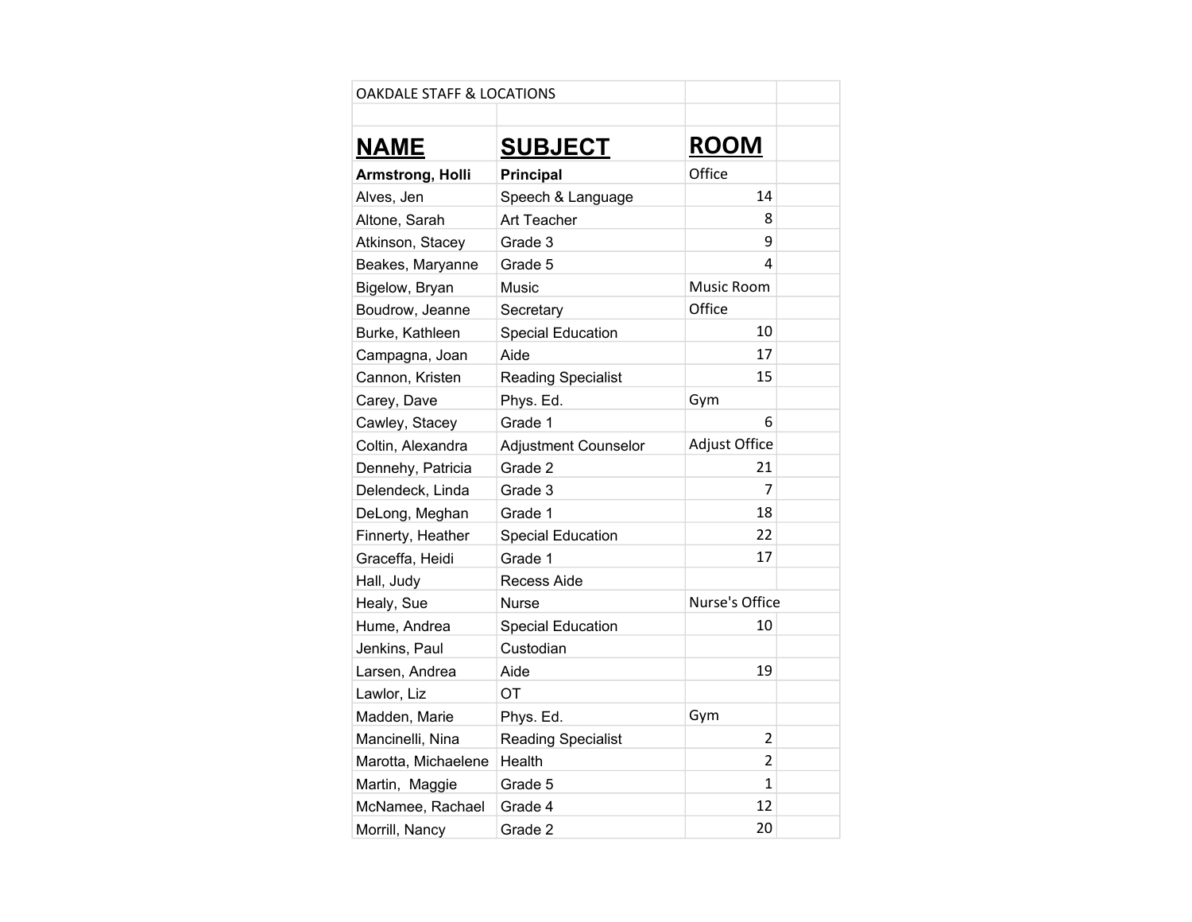OAKDALE STAFF & LOCATIONS

| NAME | SUBJECT | ROOM |
|---|---|---|
| **Armstrong, Holli** | **Principal** | Office |
| Alves, Jen | Speech & Language | 14 |
| Altone, Sarah | Art Teacher | 8 |
| Atkinson, Stacey | Grade 3 | 9 |
| Beakes, Maryanne | Grade 5 | 4 |
| Bigelow, Bryan | Music | Music Room |
| Boudrow, Jeanne | Secretary | Office |
| Burke, Kathleen | Special Education | 10 |
| Campagna, Joan | Aide | 17 |
| Cannon, Kristen | Reading Specialist | 15 |
| Carey, Dave | Phys. Ed. | Gym |
| Cawley, Stacey | Grade 1 | 6 |
| Coltin, Alexandra | Adjustment Counselor | Adjust Office |
| Dennehy, Patricia | Grade 2 | 21 |
| Delendeck, Linda | Grade 3 | 7 |
| DeLong, Meghan | Grade 1 | 18 |
| Finnerty, Heather | Special Education | 22 |
| Graceffa, Heidi | Grade 1 | 17 |
| Hall, Judy | Recess Aide | |
| Healy, Sue | Nurse | Nurse's Office |
| Hume, Andrea | Special Education | 10 |
| Jenkins, Paul | Custodian | |
| Larsen, Andrea | Aide | 19 |
| Lawlor, Liz | OT | |
| Madden, Marie | Phys. Ed. | Gym |
| Mancinelli, Nina | Reading Specialist | 2 |
| Marotta, Michaelene | Health | 2 |
| Martin, Maggie | Grade 5 | 1 |
| McNamee, Rachael | Grade 4 | 12 |
| Morrill, Nancy | Grade 2 | 20 |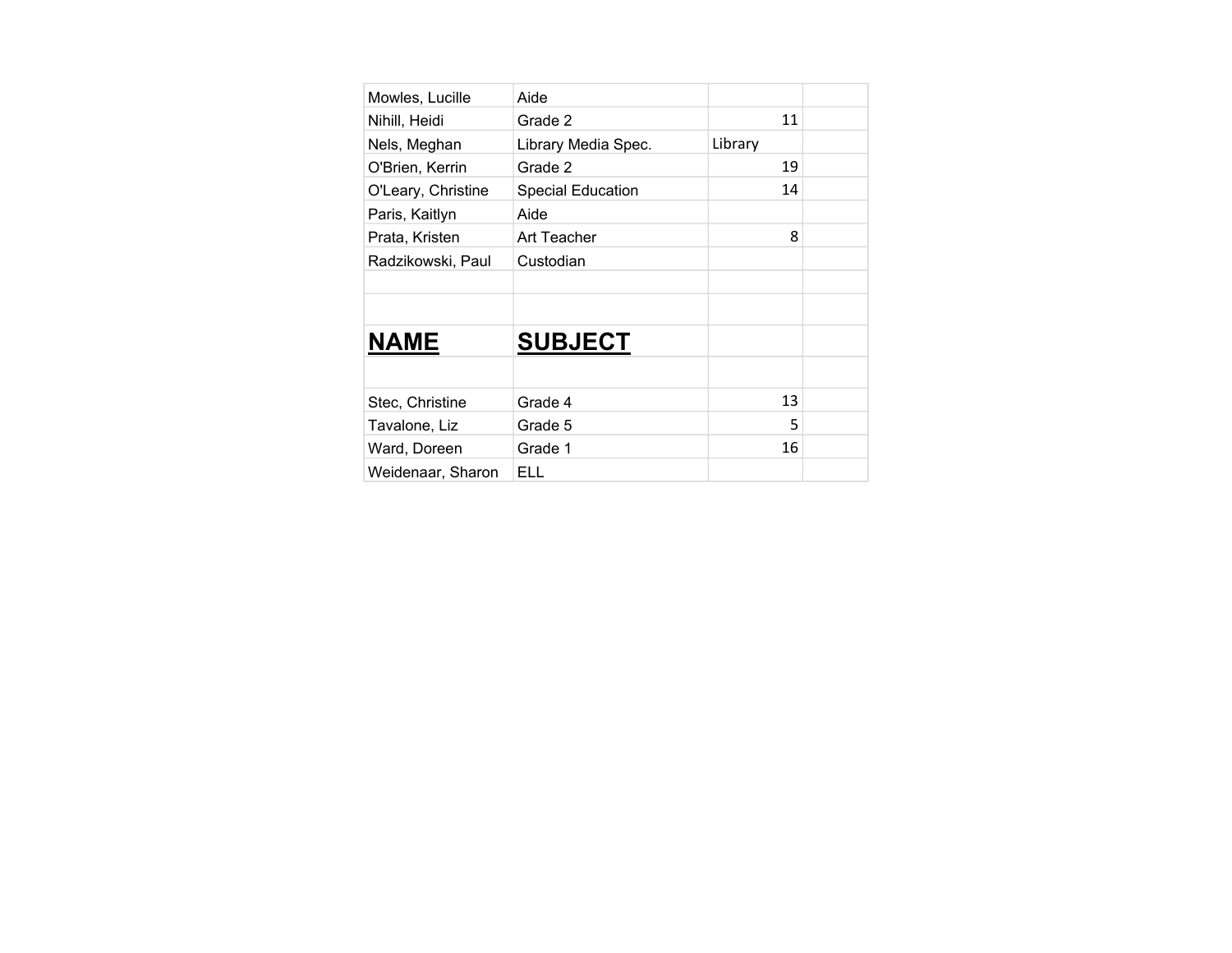| | | | |
|---|---|---|---|
| Mowles, Lucille | Aide | | |
| Nihill, Heidi | Grade 2 | 11 | |
| Nels, Meghan | Library Media Spec. | Library | |
| O'Brien, Kerrin | Grade 2 | 19 | |
| O'Leary, Christine | Special Education | 14 | |
| Paris, Kaitlyn | Aide | | |
| Prata, Kristen | Art Teacher | 8 | |
| Radzikowski, Paul | Custodian | | |
| | | | |
| | | | |
| **NAME** | **SUBJECT** | | |
| | | | |
| Stec, Christine | Grade 4 | 13 | |
| Tavalone, Liz | Grade 5 | 5 | |
| Ward, Doreen | Grade 1 | 16 | |
| Weidenaar, Sharon | ELL | | |